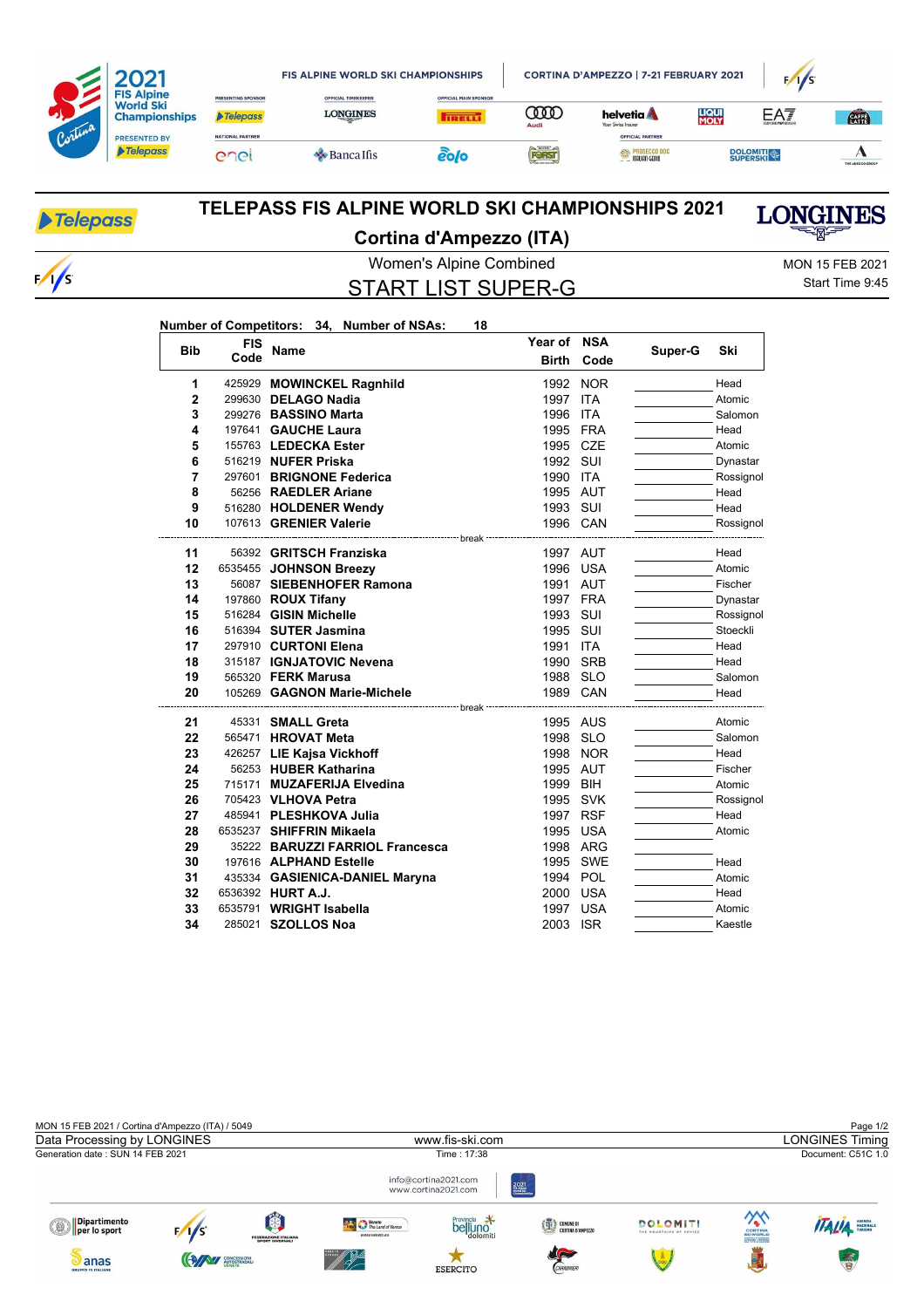# TELEPASS FIS ALPINE WORLD SKI CHAMPIONSHIPS 2021

## Cortina d'Ampezzo (ITA)

Women's Alpine Combined

MON 15 FEB 2021

## START LIST SUPER-G

Start Time 9:45

**Number of Competitors: 34, Number of NSAs: 18**

| Bib | FIS Code | Name | Year of Birth | NSA Code | Super-G | Ski |
|---|---|---|---|---|---|---|
| 1 | 425929 | **MOWINCKEL Ragnhild** | 1992 | NOR | | Head |
| 2 | 299630 | **DELAGO Nadia** | 1997 | ITA | | Atomic |
| 3 | 299276 | **BASSINO Marta** | 1996 | ITA | | Salomon |
| 4 | 197641 | **GAUCHE Laura** | 1995 | FRA | | Head |
| 5 | 155763 | **LEDECKA Ester** | 1995 | CZE | | Atomic |
| 6 | 516219 | **NUFER Priska** | 1992 | SUI | | Dynastar |
| 7 | 297601 | **BRIGNONE Federica** | 1990 | ITA | | Rossignol |
| 8 | 56256 | **RAEDLER Ariane** | 1995 | AUT | | Head |
| 9 | 516280 | **HOLDENER Wendy** | 1993 | SUI | | Head |
| 10 | 107613 | **GRENIER Valerie** | 1996 | CAN | | Rossignol |
| | | break | | | | |
| 11 | 56392 | **GRITSCH Franziska** | 1997 | AUT | | Head |
| 12 | 6535455 | **JOHNSON Breezy** | 1996 | USA | | Atomic |
| 13 | 56087 | **SIEBENHOFER Ramona** | 1991 | AUT | | Fischer |
| 14 | 197860 | **ROUX Tifany** | 1997 | FRA | | Dynastar |
| 15 | 516284 | **GISIN Michelle** | 1993 | SUI | | Rossignol |
| 16 | 516394 | **SUTER Jasmina** | 1995 | SUI | | Stoeckli |
| 17 | 297910 | **CURTONI Elena** | 1991 | ITA | | Head |
| 18 | 315187 | **IGNJATOVIC Nevena** | 1990 | SRB | | Head |
| 19 | 565320 | **FERK Marusa** | 1988 | SLO | | Salomon |
| 20 | 105269 | **GAGNON Marie-Michele** | 1989 | CAN | | Head |
| | | break | | | | |
| 21 | 45331 | **SMALL Greta** | 1995 | AUS | | Atomic |
| 22 | 565471 | **HROVAT Meta** | 1998 | SLO | | Salomon |
| 23 | 426257 | **LIE Kajsa Vickhoff** | 1998 | NOR | | Head |
| 24 | 56253 | **HUBER Katharina** | 1995 | AUT | | Fischer |
| 25 | 715171 | **MUZAFERIJA Elvedina** | 1999 | BIH | | Atomic |
| 26 | 705423 | **VLHOVA Petra** | 1995 | SVK | | Rossignol |
| 27 | 485941 | **PLESHKOVA Julia** | 1997 | RSF | | Head |
| 28 | 6535237 | **SHIFFRIN Mikaela** | 1995 | USA | | Atomic |
| 29 | 35222 | **BARUZZI FARRIOL Francesca** | 1998 | ARG | | |
| 30 | 197616 | **ALPHAND Estelle** | 1995 | SWE | | Head |
| 31 | 435334 | **GASIENICA-DANIEL Maryna** | 1994 | POL | | Atomic |
| 32 | 6536392 | **HURT A.J.** | 2000 | USA | | Head |
| 33 | 6535791 | **WRIGHT Isabella** | 1997 | USA | | Atomic |
| 34 | 285021 | **SZOLLOS Noa** | 2003 | ISR | | Kaestle |

MON 15 FEB 2021 / Cortina d'Ampezzo (ITA) / 5049

Data Processing by LONGINES — www.fis-ski.com — LONGINES Timing

Generation date : SUN 14 FEB 2021 — Time : 17:38 — Document: C51C 1.0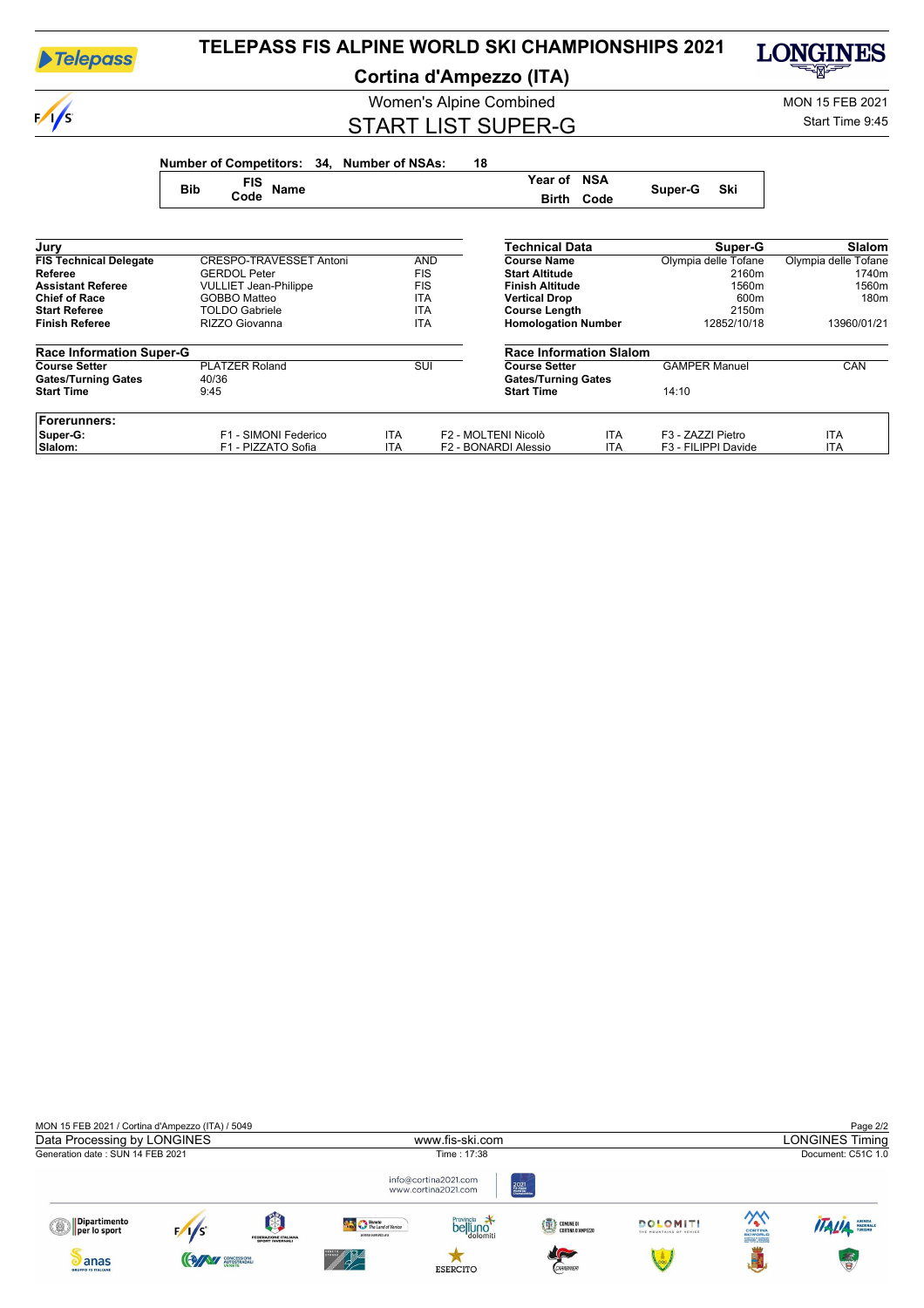# TELEPASS FIS ALPINE WORLD SKI CHAMPIONSHIPS 2021

## Cortina d'Ampezzo (ITA)

Women's Alpine Combined

MON 15 FEB 2021

## START LIST SUPER-G

Start Time 9:45

**Number of Competitors:** 34, **Number of NSAs:** 18

| Bib | FIS Code | Name | Year of Birth | NSA Code | Super-G | Ski |
|---|---|---|---|---|---|---|

| Jury | | |
|---|---|---|
| FIS Technical Delegate | CRESPO-TRAVESSET Antoni | AND |
| Referee | GERDOL Peter | FIS |
| Assistant Referee | VULLIET Jean-Philippe | FIS |
| Chief of Race | GOBBO Matteo | ITA |
| Start Referee | TOLDO Gabriele | ITA |
| Finish Referee | RIZZO Giovanna | ITA |

| Technical Data | Super-G | Slalom |
|---|---|---|
| Course Name | Olympia delle Tofane | Olympia delle Tofane |
| Start Altitude | 2160m | 1740m |
| Finish Altitude | 1560m | 1560m |
| Vertical Drop | 600m | 180m |
| Course Length | 2150m | |
| Homologation Number | 12852/10/18 | 13960/01/21 |

| Race Information Super-G | | |
|---|---|---|
| Course Setter | PLATZER Roland | SUI |
| Gates/Turning Gates | 40/36 | |
| Start Time | 9:45 | |

| Race Information Slalom | | |
|---|---|---|
| Course Setter | GAMPER Manuel | CAN |
| Gates/Turning Gates | | |
| Start Time | 14:10 | |

| Forerunners: | | | | | | |
|---|---|---|---|---|---|---|
| Super-G: | F1 - SIMONI Federico | ITA | F2 - MOLTENI Nicolò | ITA | F3 - ZAZZI Pietro | ITA |
| Slalom: | F1 - PIZZATO Sofia | ITA | F2 - BONARDI Alessio | ITA | F3 - FILIPPI Davide | ITA |

MON 15 FEB 2021 / Cortina d'Ampezzo (ITA) / 5049

Data Processing by LONGINES — www.fis-ski.com — LONGINES Timing

Generation date : SUN 14 FEB 2021 — Time : 17:38 — Document: C51C 1.0

info@cortina2021.com
www.cortina2021.com